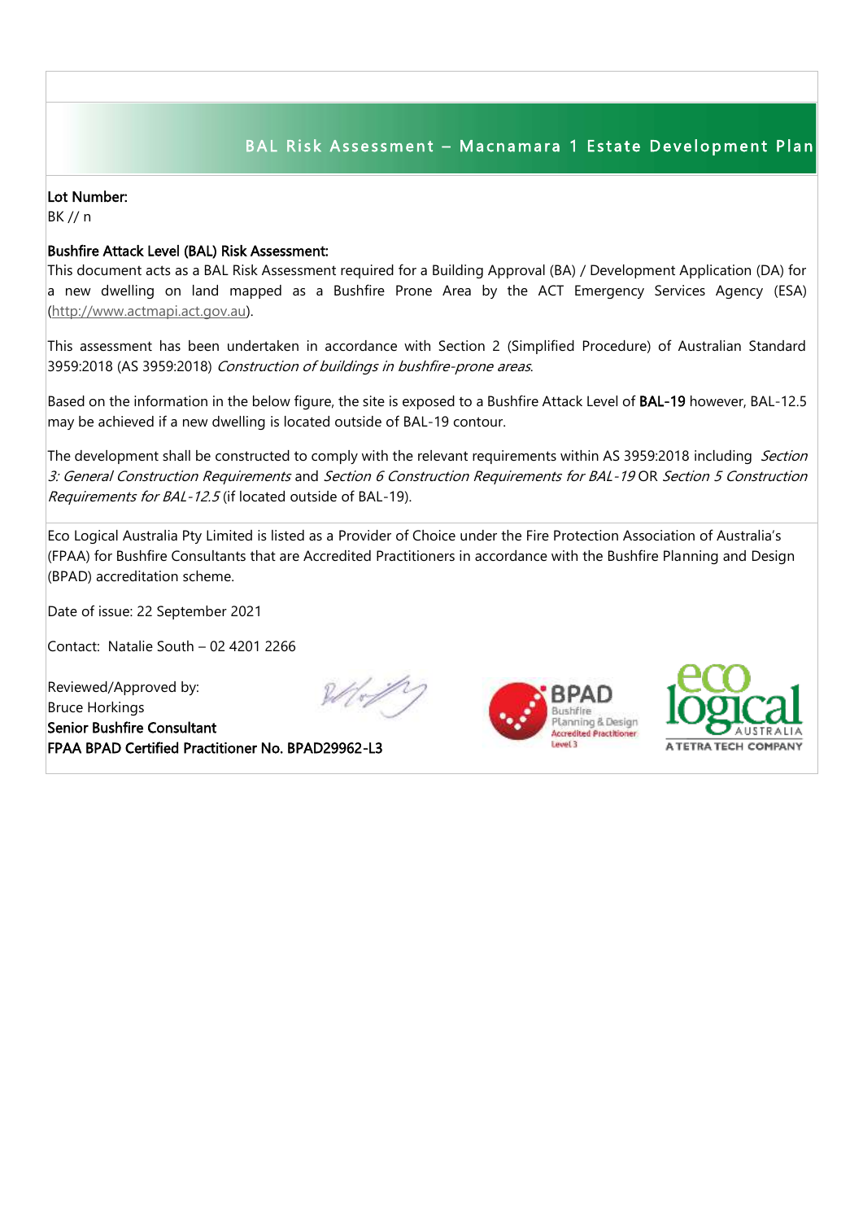# BAL Risk Assessment – Macnamara 1 Estate Development Plan

**Lot Number:**
BK // n

**Bushfire Attack Level (BAL) Risk Assessment:**
This document acts as a BAL Risk Assessment required for a Building Approval (BA) / Development Application (DA) for a new dwelling on land mapped as a Bushfire Prone Area by the ACT Emergency Services Agency (ESA) (http://www.actmapi.act.gov.au).

This assessment has been undertaken in accordance with Section 2 (Simplified Procedure) of Australian Standard 3959:2018 (AS 3959:2018) *Construction of buildings in bushfire-prone areas*.

Based on the information in the below figure, the site is exposed to a Bushfire Attack Level of **BAL-19** however, BAL-12.5 may be achieved if a new dwelling is located outside of BAL-19 contour.

The development shall be constructed to comply with the relevant requirements within AS 3959:2018 including *Section 3: General Construction Requirements* and *Section 6 Construction Requirements for BAL-19* OR *Section 5 Construction Requirements for BAL-12.5* (if located outside of BAL-19).

Eco Logical Australia Pty Limited is listed as a Provider of Choice under the Fire Protection Association of Australia's (FPAA) for Bushfire Consultants that are Accredited Practitioners in accordance with the Bushfire Planning and Design (BPAD) accreditation scheme.

Date of issue: 22 September 2021

Contact: Natalie South – 02 4201 2266

Reviewed/Approved by:
Bruce Horkings
**Senior Bushfire Consultant**
**FPAA BPAD Certified Practitioner No. BPAD29962-L3**

BPAD Bushfire Planning & Design Accredited Practitioner Level 3

eco logical AUSTRALIA
A TETRA TECH COMPANY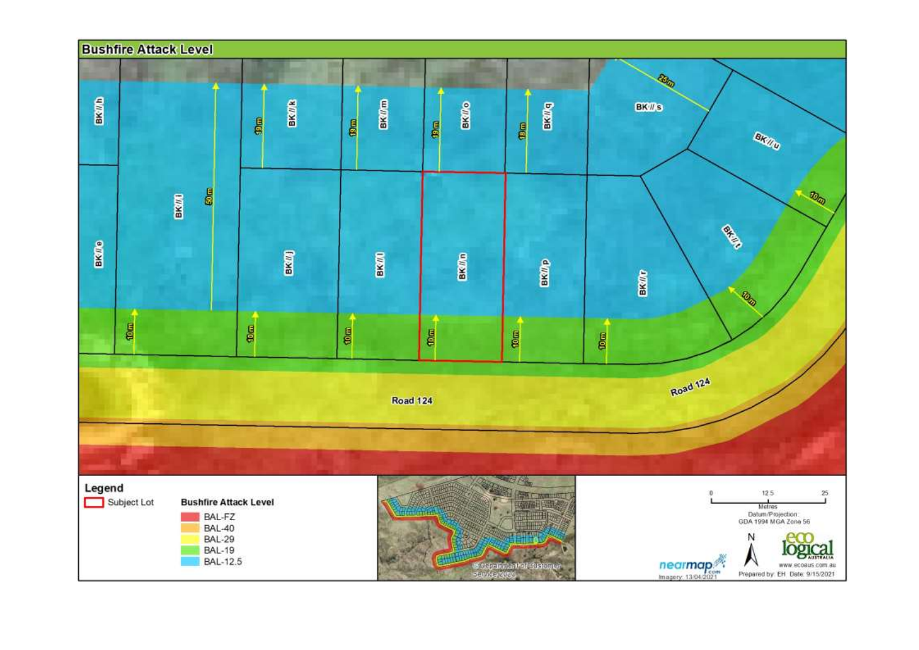## Bushfire Attack Level

BK // h

BK // i

BK // k

BK // m

BK // o

BK // q

BK // s

BK // u

BK // e

BK // j

BK // l

BK // n

BK // p

BK // r

BK // t

50 m

19 m

19 m

19 m

18 m

25 m

10 m

10 m

10 m

10 m

10 m

10 m

10 m

10 m

Road 124

Road 124

**Legend**

Subject Lot

**Bushfire Attack Level**

- BAL-FZ
- BAL-40
- BAL-29
- BAL-19
- BAL-12.5

© Department of Customer Service 2020

0 12.5 25

Metres

Datum/Projection: GDA 1994 MGA Zone 56

N

nearmap.com

Imagery: 13/04/2021

eco logical AUSTRALIA

www.ecoaus.com.au

Prepared by: EH Date: 9/15/2021